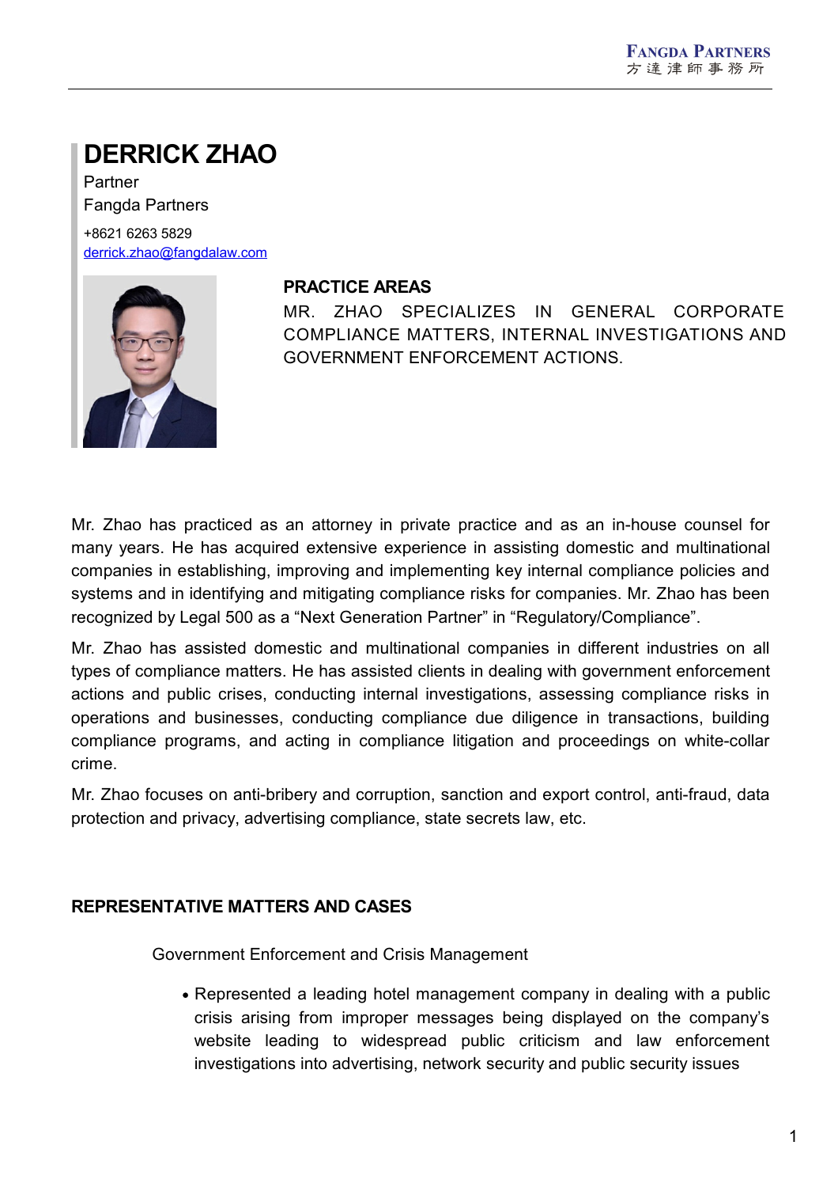# DERRICK ZHAO

Partner
Fangda Partners

+8621 6263 5829
derrick.zhao@fangdalaw.com

## PRACTICE AREAS

MR. ZHAO SPECIALIZES IN GENERAL CORPORATE COMPLIANCE MATTERS, INTERNAL INVESTIGATIONS AND GOVERNMENT ENFORCEMENT ACTIONS.

Mr. Zhao has practiced as an attorney in private practice and as an in-house counsel for many years. He has acquired extensive experience in assisting domestic and multinational companies in establishing, improving and implementing key internal compliance policies and systems and in identifying and mitigating compliance risks for companies. Mr. Zhao has been recognized by Legal 500 as a "Next Generation Partner" in "Regulatory/Compliance".

Mr. Zhao has assisted domestic and multinational companies in different industries on all types of compliance matters. He has assisted clients in dealing with government enforcement actions and public crises, conducting internal investigations, assessing compliance risks in operations and businesses, conducting compliance due diligence in transactions, building compliance programs, and acting in compliance litigation and proceedings on white-collar crime.

Mr. Zhao focuses on anti-bribery and corruption, sanction and export control, anti-fraud, data protection and privacy, advertising compliance, state secrets law, etc.

## REPRESENTATIVE MATTERS AND CASES

### Government Enforcement and Crisis Management

- Represented a leading hotel management company in dealing with a public crisis arising from improper messages being displayed on the company's website leading to widespread public criticism and law enforcement investigations into advertising, network security and public security issues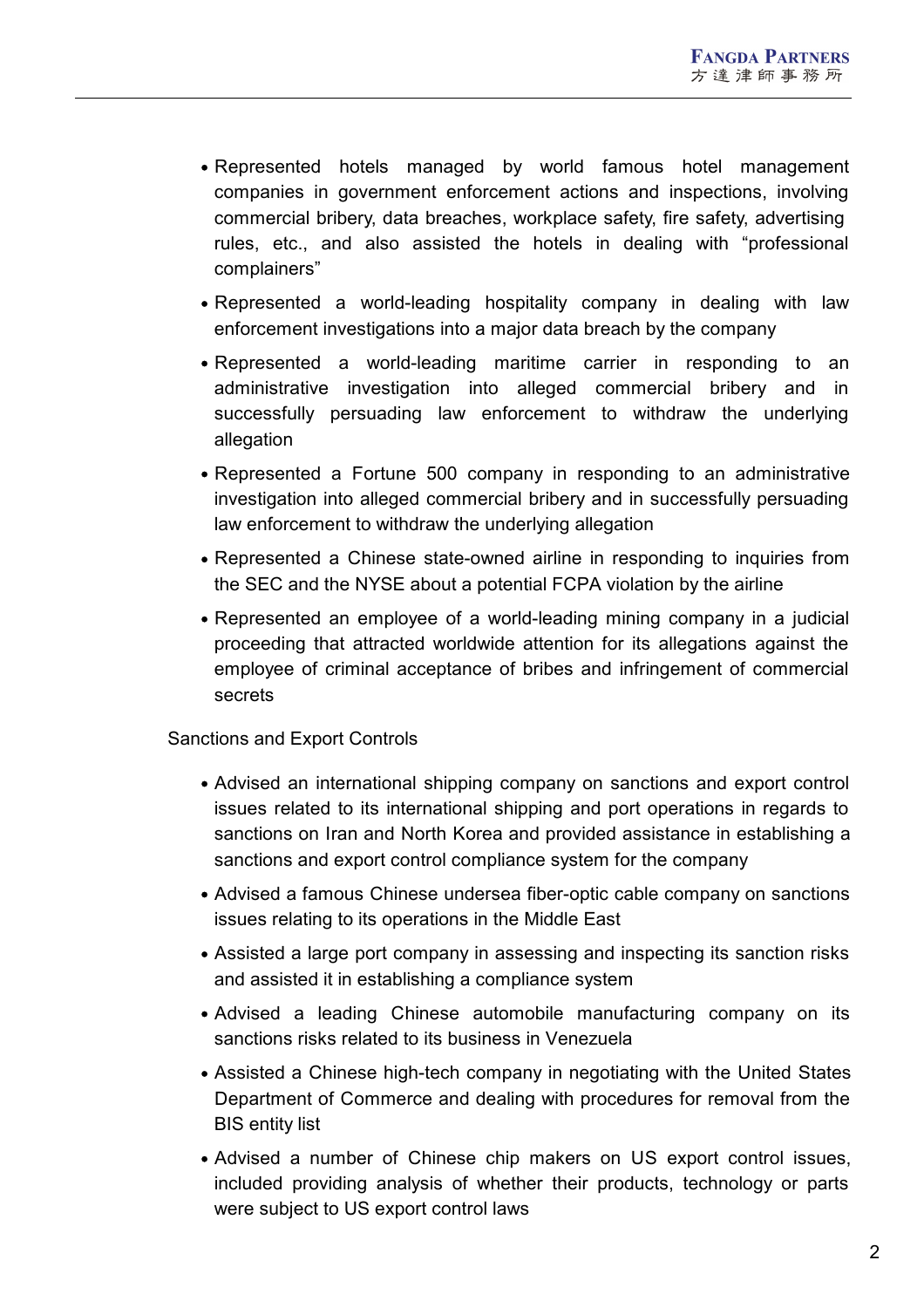- Represented hotels managed by world famous hotel management companies in government enforcement actions and inspections, involving commercial bribery, data breaches, workplace safety, fire safety, advertising rules, etc., and also assisted the hotels in dealing with "professional complainers"
- Represented a world-leading hospitality company in dealing with law enforcement investigations into a major data breach by the company
- Represented a world-leading maritime carrier in responding to an administrative investigation into alleged commercial bribery and in successfully persuading law enforcement to withdraw the underlying allegation
- Represented a Fortune 500 company in responding to an administrative investigation into alleged commercial bribery and in successfully persuading law enforcement to withdraw the underlying allegation
- Represented a Chinese state-owned airline in responding to inquiries from the SEC and the NYSE about a potential FCPA violation by the airline
- Represented an employee of a world-leading mining company in a judicial proceeding that attracted worldwide attention for its allegations against the employee of criminal acceptance of bribes and infringement of commercial secrets

Sanctions and Export Controls

- Advised an international shipping company on sanctions and export control issues related to its international shipping and port operations in regards to sanctions on Iran and North Korea and provided assistance in establishing a sanctions and export control compliance system for the company
- Advised a famous Chinese undersea fiber-optic cable company on sanctions issues relating to its operations in the Middle East
- Assisted a large port company in assessing and inspecting its sanction risks and assisted it in establishing a compliance system
- Advised a leading Chinese automobile manufacturing company on its sanctions risks related to its business in Venezuela
- Assisted a Chinese high-tech company in negotiating with the United States Department of Commerce and dealing with procedures for removal from the BIS entity list
- Advised a number of Chinese chip makers on US export control issues, included providing analysis of whether their products, technology or parts were subject to US export control laws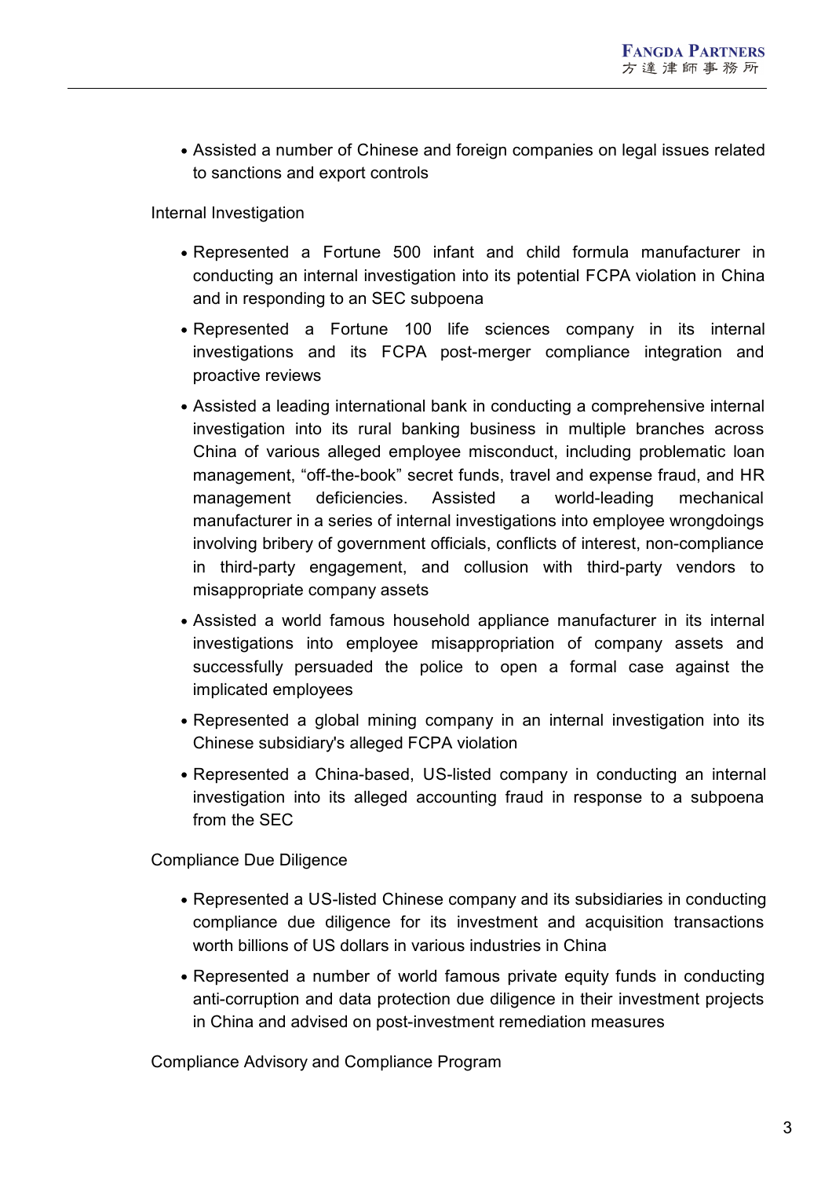- Assisted a number of Chinese and foreign companies on legal issues related to sanctions and export controls

Internal Investigation

- Represented a Fortune 500 infant and child formula manufacturer in conducting an internal investigation into its potential FCPA violation in China and in responding to an SEC subpoena
- Represented a Fortune 100 life sciences company in its internal investigations and its FCPA post-merger compliance integration and proactive reviews
- Assisted a leading international bank in conducting a comprehensive internal investigation into its rural banking business in multiple branches across China of various alleged employee misconduct, including problematic loan management, "off-the-book" secret funds, travel and expense fraud, and HR management deficiencies. Assisted a world-leading mechanical manufacturer in a series of internal investigations into employee wrongdoings involving bribery of government officials, conflicts of interest, non-compliance in third-party engagement, and collusion with third-party vendors to misappropriate company assets
- Assisted a world famous household appliance manufacturer in its internal investigations into employee misappropriation of company assets and successfully persuaded the police to open a formal case against the implicated employees
- Represented a global mining company in an internal investigation into its Chinese subsidiary's alleged FCPA violation
- Represented a China-based, US-listed company in conducting an internal investigation into its alleged accounting fraud in response to a subpoena from the SEC

Compliance Due Diligence

- Represented a US-listed Chinese company and its subsidiaries in conducting compliance due diligence for its investment and acquisition transactions worth billions of US dollars in various industries in China
- Represented a number of world famous private equity funds in conducting anti-corruption and data protection due diligence in their investment projects in China and advised on post-investment remediation measures

Compliance Advisory and Compliance Program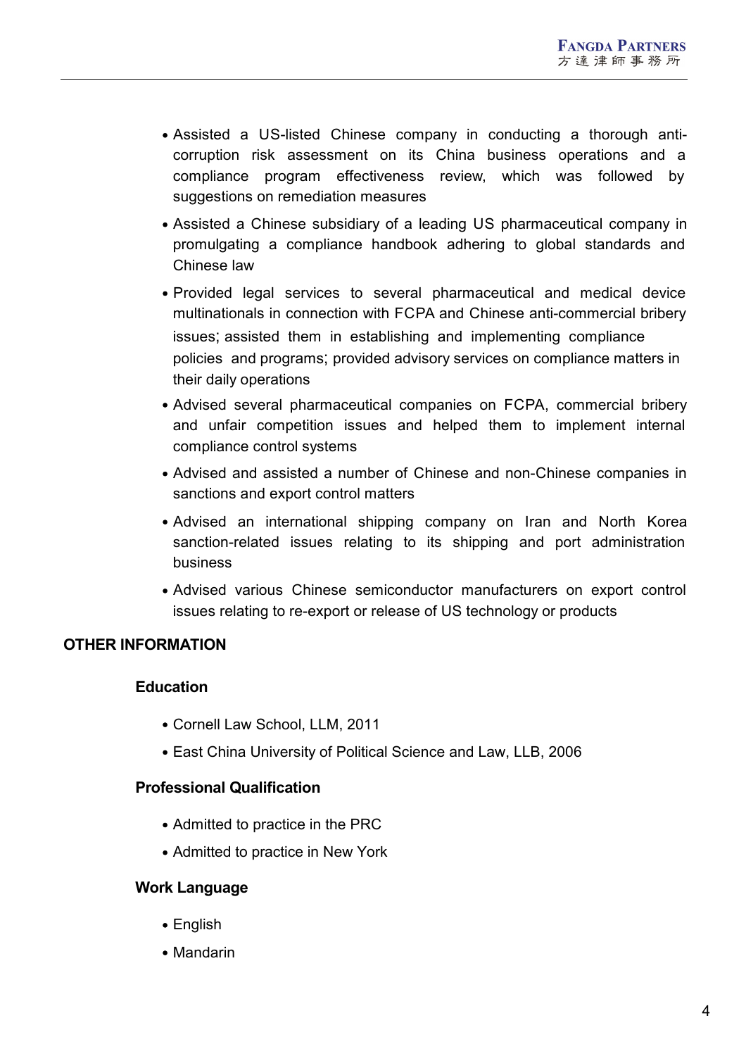- Assisted a US-listed Chinese company in conducting a thorough anti-corruption risk assessment on its China business operations and a compliance program effectiveness review, which was followed by suggestions on remediation measures
- Assisted a Chinese subsidiary of a leading US pharmaceutical company in promulgating a compliance handbook adhering to global standards and Chinese law
- Provided legal services to several pharmaceutical and medical device multinationals in connection with FCPA and Chinese anti-commercial bribery issues; assisted them in establishing and implementing compliance policies and programs; provided advisory services on compliance matters in their daily operations
- Advised several pharmaceutical companies on FCPA, commercial bribery and unfair competition issues and helped them to implement internal compliance control systems
- Advised and assisted a number of Chinese and non-Chinese companies in sanctions and export control matters
- Advised an international shipping company on Iran and North Korea sanction-related issues relating to its shipping and port administration business
- Advised various Chinese semiconductor manufacturers on export control issues relating to re-export or release of US technology or products

## OTHER INFORMATION

### Education

- Cornell Law School, LLM, 2011
- East China University of Political Science and Law, LLB, 2006

### Professional Qualification

- Admitted to practice in the PRC
- Admitted to practice in New York

### Work Language

- English
- Mandarin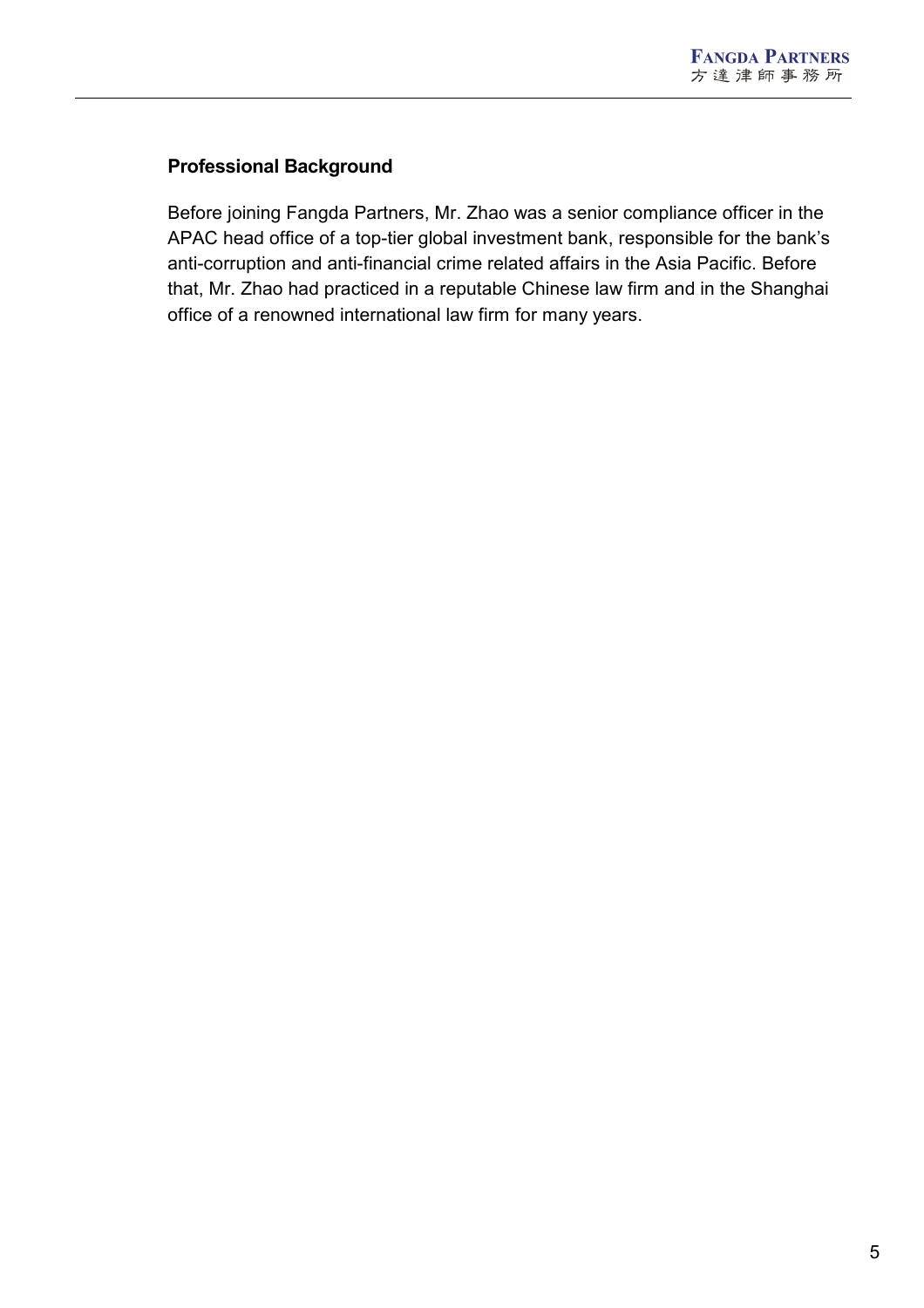### Professional Background

Before joining Fangda Partners, Mr. Zhao was a senior compliance officer in the APAC head office of a top-tier global investment bank, responsible for the bank's anti-corruption and anti-financial crime related affairs in the Asia Pacific. Before that, Mr. Zhao had practiced in a reputable Chinese law firm and in the Shanghai office of a renowned international law firm for many years.